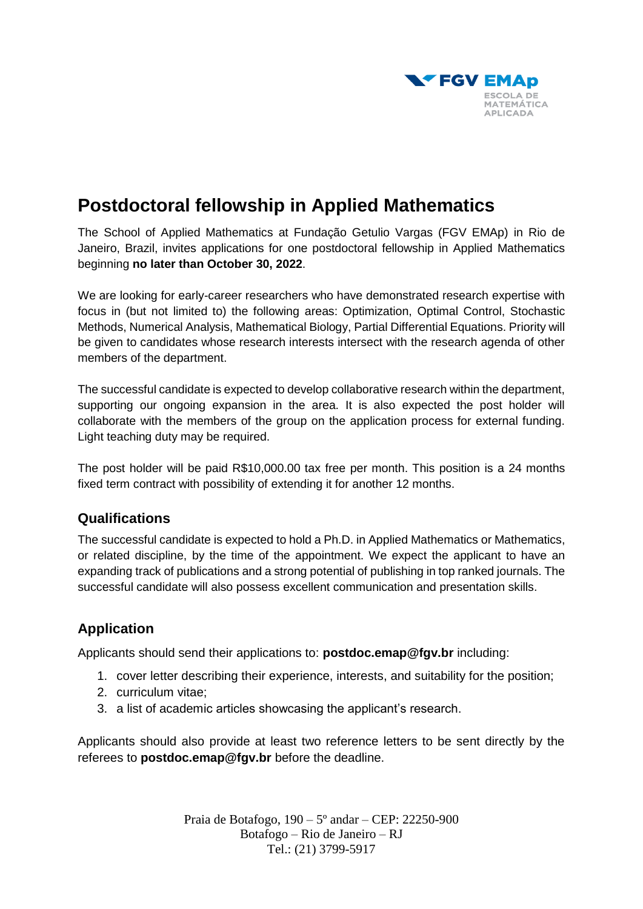FGV EMAp
ESCOLA DE MATEMÁTICA APLICADA

# Postdoctoral fellowship in Applied Mathematics

The School of Applied Mathematics at Fundação Getulio Vargas (FGV EMAp) in Rio de Janeiro, Brazil, invites applications for one postdoctoral fellowship in Applied Mathematics beginning **no later than October 30, 2022**.

We are looking for early-career researchers who have demonstrated research expertise with focus in (but not limited to) the following areas: Optimization, Optimal Control, Stochastic Methods, Numerical Analysis, Mathematical Biology, Partial Differential Equations. Priority will be given to candidates whose research interests intersect with the research agenda of other members of the department.

The successful candidate is expected to develop collaborative research within the department, supporting our ongoing expansion in the area. It is also expected the post holder will collaborate with the members of the group on the application process for external funding. Light teaching duty may be required.

The post holder will be paid R$10,000.00 tax free per month. This position is a 24 months fixed term contract with possibility of extending it for another 12 months.

## Qualifications

The successful candidate is expected to hold a Ph.D. in Applied Mathematics or Mathematics, or related discipline, by the time of the appointment. We expect the applicant to have an expanding track of publications and a strong potential of publishing in top ranked journals. The successful candidate will also possess excellent communication and presentation skills.

## Application

Applicants should send their applications to: **postdoc.emap@fgv.br** including:

1. cover letter describing their experience, interests, and suitability for the position;
2. curriculum vitae;
3. a list of academic articles showcasing the applicant's research.

Applicants should also provide at least two reference letters to be sent directly by the referees to **postdoc.emap@fgv.br** before the deadline.

Praia de Botafogo, 190 – 5º andar – CEP: 22250-900
Botafogo – Rio de Janeiro – RJ
Tel.: (21) 3799-5917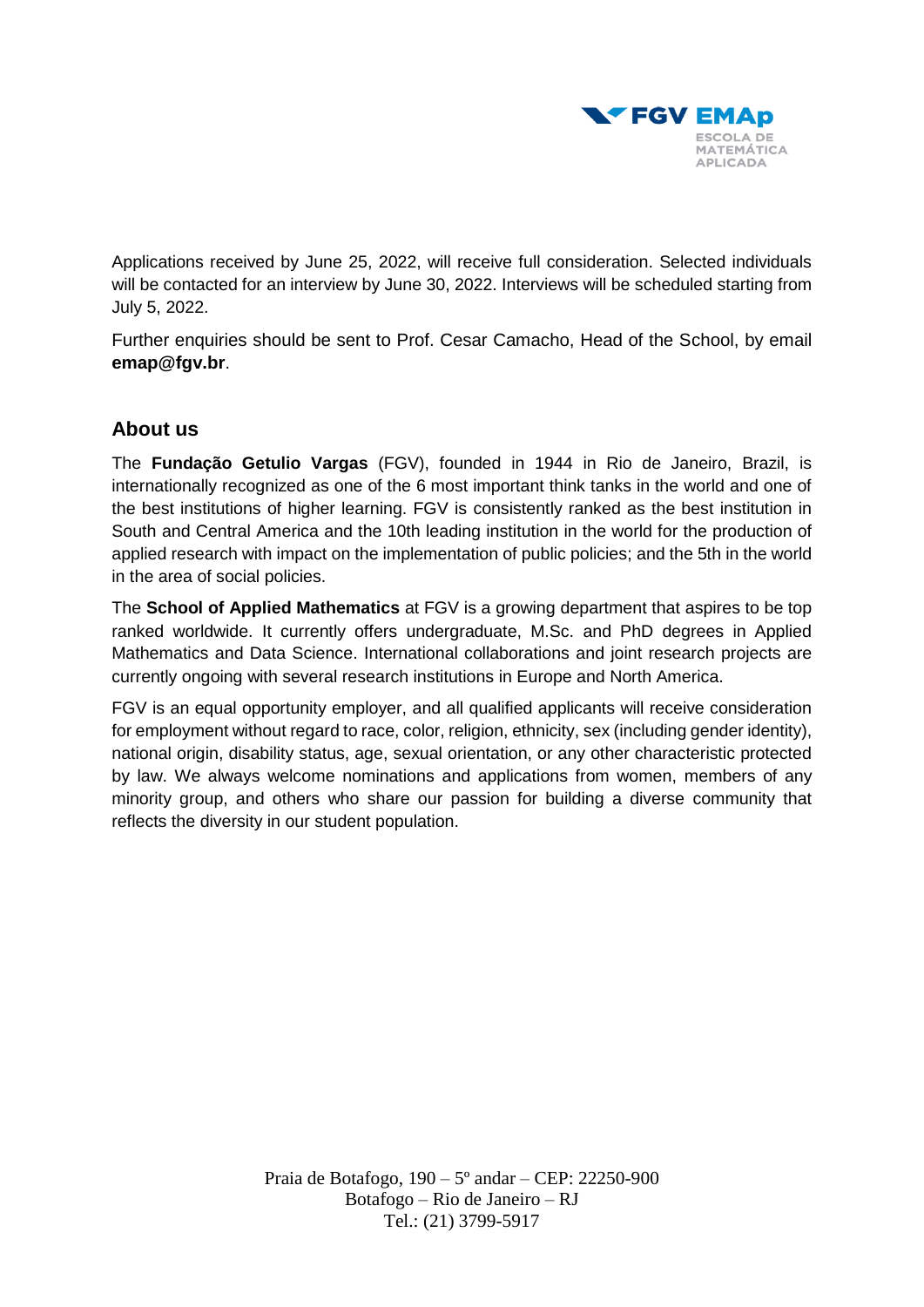Applications received by June 25, 2022, will receive full consideration. Selected individuals will be contacted for an interview by June 30, 2022. Interviews will be scheduled starting from July 5, 2022.

Further enquiries should be sent to Prof. Cesar Camacho, Head of the School, by email **emap@fgv.br**.

## About us

The **Fundação Getulio Vargas** (FGV), founded in 1944 in Rio de Janeiro, Brazil, is internationally recognized as one of the 6 most important think tanks in the world and one of the best institutions of higher learning. FGV is consistently ranked as the best institution in South and Central America and the 10th leading institution in the world for the production of applied research with impact on the implementation of public policies; and the 5th in the world in the area of social policies.

The **School of Applied Mathematics** at FGV is a growing department that aspires to be top ranked worldwide. It currently offers undergraduate, M.Sc. and PhD degrees in Applied Mathematics and Data Science. International collaborations and joint research projects are currently ongoing with several research institutions in Europe and North America.

FGV is an equal opportunity employer, and all qualified applicants will receive consideration for employment without regard to race, color, religion, ethnicity, sex (including gender identity), national origin, disability status, age, sexual orientation, or any other characteristic protected by law. We always welcome nominations and applications from women, members of any minority group, and others who share our passion for building a diverse community that reflects the diversity in our student population.